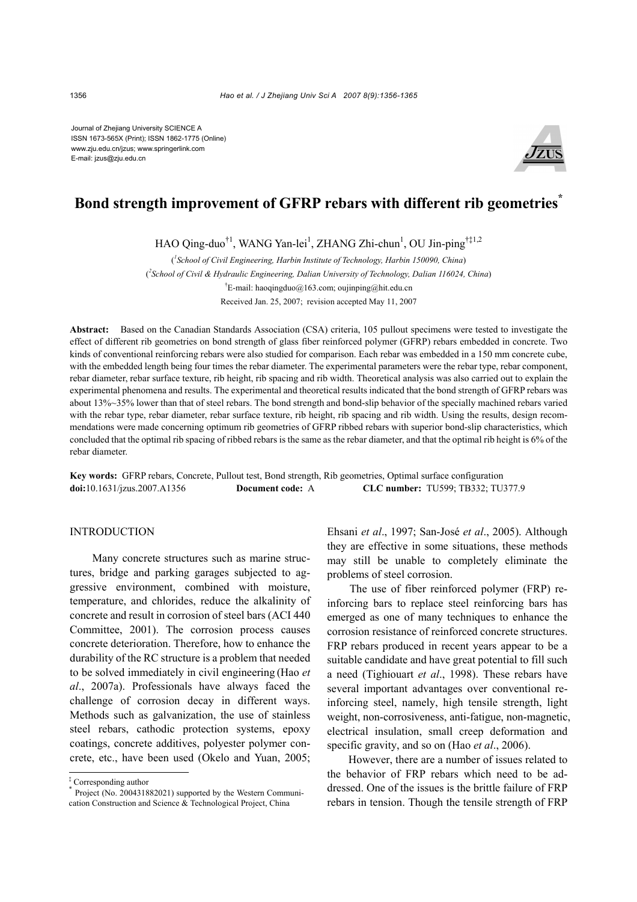Journal of Zhejiang University SCIENCE A
ISSN 1673-565X (Print); ISSN 1862-1775 (Online)
www.zju.edu.cn/jzus; www.springerlink.com
E-mail: jzus@zju.edu.cn

# Bond strength improvement of GFRP rebars with different rib geometries*

HAO Qing-duo[†1], WANG Yan-lei[1], ZHANG Zhi-chun[1], OU Jin-ping[†‡1,2]

([1]*School of Civil Engineering, Harbin Institute of Technology, Harbin 150090, China*)

([2]*School of Civil & Hydraulic Engineering, Dalian University of Technology, Dalian 116024, China*)

[†]E-mail: haoqingduo@163.com; oujinping@hit.edu.cn

Received Jan. 25, 2007; revision accepted May 11, 2007

**Abstract:** Based on the Canadian Standards Association (CSA) criteria, 105 pullout specimens were tested to investigate the effect of different rib geometries on bond strength of glass fiber reinforced polymer (GFRP) rebars embedded in concrete. Two kinds of conventional reinforcing rebars were also studied for comparison. Each rebar was embedded in a 150 mm concrete cube, with the embedded length being four times the rebar diameter. The experimental parameters were the rebar type, rebar component, rebar diameter, rebar surface texture, rib height, rib spacing and rib width. Theoretical analysis was also carried out to explain the experimental phenomena and results. The experimental and theoretical results indicated that the bond strength of GFRP rebars was about 13%~35% lower than that of steel rebars. The bond strength and bond-slip behavior of the specially machined rebars varied with the rebar type, rebar diameter, rebar surface texture, rib height, rib spacing and rib width. Using the results, design recommendations were made concerning optimum rib geometries of GFRP ribbed rebars with superior bond-slip characteristics, which concluded that the optimal rib spacing of ribbed rebars is the same as the rebar diameter, and that the optimal rib height is 6% of the rebar diameter.

**Key words:** GFRP rebars, Concrete, Pullout test, Bond strength, Rib geometries, Optimal surface configuration
**doi:**10.1631/jzus.2007.A1356 **Document code:** A **CLC number:** TU599; TB332; TU377.9

## INTRODUCTION

Many concrete structures such as marine structures, bridge and parking garages subjected to aggressive environment, combined with moisture, temperature, and chlorides, reduce the alkalinity of concrete and result in corrosion of steel bars (ACI 440 Committee, 2001). The corrosion process causes concrete deterioration. Therefore, how to enhance the durability of the RC structure is a problem that needed to be solved immediately in civil engineering (Hao *et al*., 2007a). Professionals have always faced the challenge of corrosion decay in different ways. Methods such as galvanization, the use of stainless steel rebars, cathodic protection systems, epoxy coatings, concrete additives, polyester polymer concrete, etc., have been used (Okelo and Yuan, 2005; Ehsani *et al*., 1997; San-José *et al*., 2005). Although they are effective in some situations, these methods may still be unable to completely eliminate the problems of steel corrosion.

The use of fiber reinforced polymer (FRP) reinforcing bars to replace steel reinforcing bars has emerged as one of many techniques to enhance the corrosion resistance of reinforced concrete structures. FRP rebars produced in recent years appear to be a suitable candidate and have great potential to fill such a need (Tighiouart *et al*., 1998). These rebars have several important advantages over conventional reinforcing steel, namely, high tensile strength, light weight, non-corrosiveness, anti-fatigue, non-magnetic, electrical insulation, small creep deformation and specific gravity, and so on (Hao *et al*., 2006).

However, there are a number of issues related to the behavior of FRP rebars which need to be addressed. One of the issues is the brittle failure of FRP rebars in tension. Though the tensile strength of FRP

---

[‡] Corresponding author
[*] Project (No. 200431882021) supported by the Western Communication Construction and Science & Technological Project, China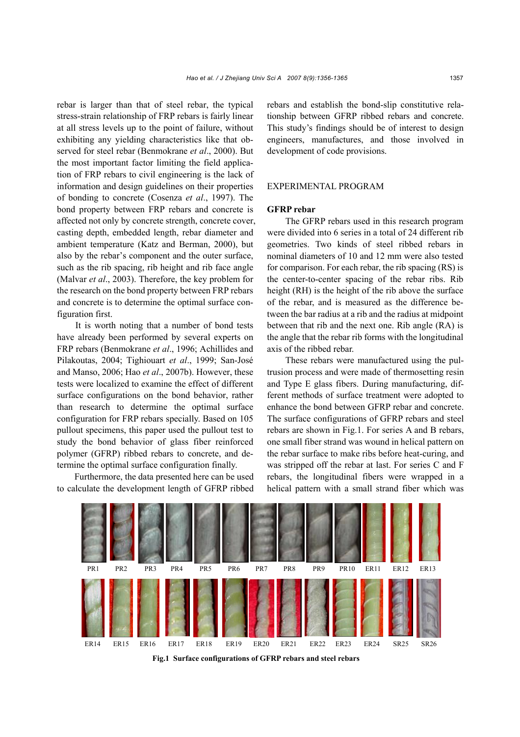rebar is larger than that of steel rebar, the typical stress-strain relationship of FRP rebars is fairly linear at all stress levels up to the point of failure, without exhibiting any yielding characteristics like that observed for steel rebar (Benmokrane *et al*., 2000). But the most important factor limiting the field application of FRP rebars to civil engineering is the lack of information and design guidelines on their properties of bonding to concrete (Cosenza *et al*., 1997). The bond property between FRP rebars and concrete is affected not only by concrete strength, concrete cover, casting depth, embedded length, rebar diameter and ambient temperature (Katz and Berman, 2000), but also by the rebar's component and the outer surface, such as the rib spacing, rib height and rib face angle (Malvar *et al*., 2003). Therefore, the key problem for the research on the bond property between FRP rebars and concrete is to determine the optimal surface configuration first.

It is worth noting that a number of bond tests have already been performed by several experts on FRP rebars (Benmokrane *et al*., 1996; Achillides and Pilakoutas, 2004; Tighiouart *et al*., 1999; San-José and Manso, 2006; Hao *et al*., 2007b). However, these tests were localized to examine the effect of different surface configurations on the bond behavior, rather than research to determine the optimal surface configuration for FRP rebars specially. Based on 105 pullout specimens, this paper used the pullout test to study the bond behavior of glass fiber reinforced polymer (GFRP) ribbed rebars to concrete, and determine the optimal surface configuration finally.

Furthermore, the data presented here can be used to calculate the development length of GFRP ribbed rebars and establish the bond-slip constitutive relationship between GFRP ribbed rebars and concrete. This study's findings should be of interest to design engineers, manufactures, and those involved in development of code provisions.

## EXPERIMENTAL PROGRAM

### GFRP rebar

The GFRP rebars used in this research program were divided into 6 series in a total of 24 different rib geometries. Two kinds of steel ribbed rebars in nominal diameters of 10 and 12 mm were also tested for comparison. For each rebar, the rib spacing (RS) is the center-to-center spacing of the rebar ribs. Rib height (RH) is the height of the rib above the surface of the rebar, and is measured as the difference between the bar radius at a rib and the radius at midpoint between that rib and the next one. Rib angle (RA) is the angle that the rebar rib forms with the longitudinal axis of the ribbed rebar.

These rebars were manufactured using the pultrusion process and were made of thermosetting resin and Type E glass fibers. During manufacturing, different methods of surface treatment were adopted to enhance the bond between GFRP rebar and concrete. The surface configurations of GFRP rebars and steel rebars are shown in Fig.1. For series A and B rebars, one small fiber strand was wound in helical pattern on the rebar surface to make ribs before heat-curing, and was stripped off the rebar at last. For series C and F rebars, the longitudinal fibers were wrapped in a helical pattern with a small strand fiber which was

PR1 PR2 PR3 PR4 PR5 PR6 PR7 PR8 PR9 PR10 ER11 ER12 ER13

ER14 ER15 ER16 ER17 ER18 ER19 ER20 ER21 ER22 ER23 ER24 SR25 SR26

**Fig.1 Surface configurations of GFRP rebars and steel rebars**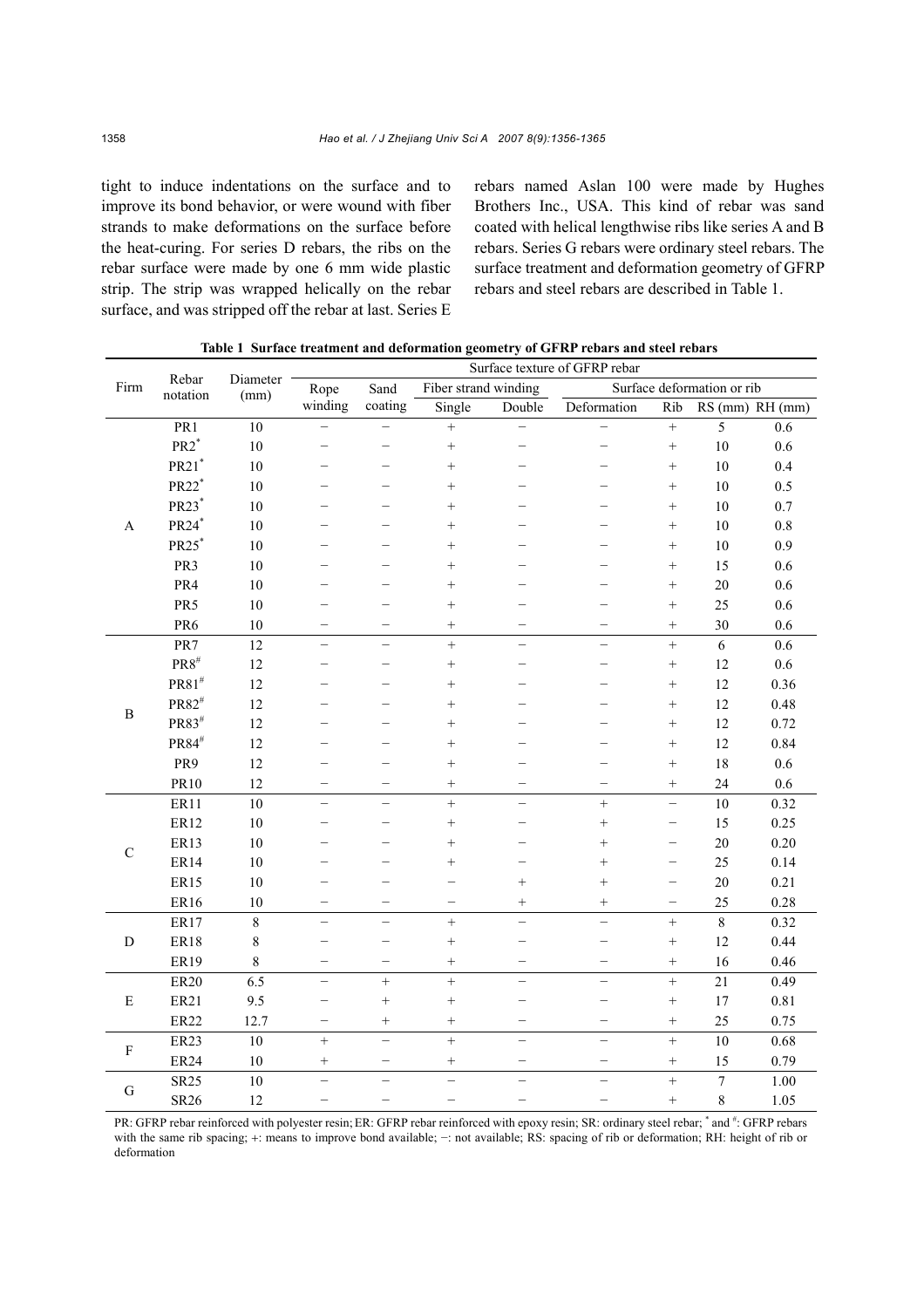tight to induce indentations on the surface and to improve its bond behavior, or were wound with fiber strands to make deformations on the surface before the heat-curing. For series D rebars, the ribs on the rebar surface were made by one 6 mm wide plastic strip. The strip was wrapped helically on the rebar surface, and was stripped off the rebar at last. Series E rebars named Aslan 100 were made by Hughes Brothers Inc., USA. This kind of rebar was sand coated with helical lengthwise ribs like series A and B rebars. Series G rebars were ordinary steel rebars. The surface treatment and deformation geometry of GFRP rebars and steel rebars are described in Table 1.

**Table 1 Surface treatment and deformation geometry of GFRP rebars and steel rebars**

| Firm | Rebar notation | Diameter (mm) | Surface texture of GFRP rebar | | | | | | | |
|---|---|---|---|---|---|---|---|---|---|---|
| | | | Rope winding | Sand coating | Fiber strand winding | | Surface deformation or rib | | | |
| | | | | | Single | Double | Deformation | Rib | RS (mm) | RH (mm) |
| A | PR1 | 10 | − | − | + | − | − | + | 5 | 0.6 |
| | PR2* | 10 | − | − | + | − | − | + | 10 | 0.6 |
| | PR21* | 10 | − | − | + | − | − | + | 10 | 0.4 |
| | PR22* | 10 | − | − | + | − | − | + | 10 | 0.5 |
| | PR23* | 10 | − | − | + | − | − | + | 10 | 0.7 |
| | PR24* | 10 | − | − | + | − | − | + | 10 | 0.8 |
| | PR25* | 10 | − | − | + | − | − | + | 10 | 0.9 |
| | PR3 | 10 | − | − | + | − | − | + | 15 | 0.6 |
| | PR4 | 10 | − | − | + | − | − | + | 20 | 0.6 |
| | PR5 | 10 | − | − | + | − | − | + | 25 | 0.6 |
| | PR6 | 10 | − | − | + | − | − | + | 30 | 0.6 |
| B | PR7 | 12 | − | − | + | − | − | + | 6 | 0.6 |
| | PR8# | 12 | − | − | + | − | − | + | 12 | 0.6 |
| | PR81# | 12 | − | − | + | − | − | + | 12 | 0.36 |
| | PR82# | 12 | − | − | + | − | − | + | 12 | 0.48 |
| | PR83# | 12 | − | − | + | − | − | + | 12 | 0.72 |
| | PR84# | 12 | − | − | + | − | − | + | 12 | 0.84 |
| | PR9 | 12 | − | − | + | − | − | + | 18 | 0.6 |
| | PR10 | 12 | − | − | + | − | − | + | 24 | 0.6 |
| C | ER11 | 10 | − | − | + | − | + | − | 10 | 0.32 |
| | ER12 | 10 | − | − | + | − | + | − | 15 | 0.25 |
| | ER13 | 10 | − | − | + | − | + | − | 20 | 0.20 |
| | ER14 | 10 | − | − | + | − | + | − | 25 | 0.14 |
| | ER15 | 10 | − | − | − | + | + | − | 20 | 0.21 |
| | ER16 | 10 | − | − | − | + | + | − | 25 | 0.28 |
| D | ER17 | 8 | − | − | + | − | − | + | 8 | 0.32 |
| | ER18 | 8 | − | − | + | − | − | + | 12 | 0.44 |
| | ER19 | 8 | − | − | + | − | − | + | 16 | 0.46 |
| E | ER20 | 6.5 | − | + | + | − | − | + | 21 | 0.49 |
| | ER21 | 9.5 | − | + | + | − | − | + | 17 | 0.81 |
| | ER22 | 12.7 | − | + | + | − | − | + | 25 | 0.75 |
| F | ER23 | 10 | + | − | + | − | − | + | 10 | 0.68 |
| | ER24 | 10 | + | − | + | − | − | + | 15 | 0.79 |
| G | SR25 | 10 | − | − | − | − | − | + | 7 | 1.00 |
| | SR26 | 12 | − | − | − | − | − | + | 8 | 1.05 |

PR: GFRP rebar reinforced with polyester resin; ER: GFRP rebar reinforced with epoxy resin; SR: ordinary steel rebar; * and #: GFRP rebars with the same rib spacing; +: means to improve bond available; −: not available; RS: spacing of rib or deformation; RH: height of rib or deformation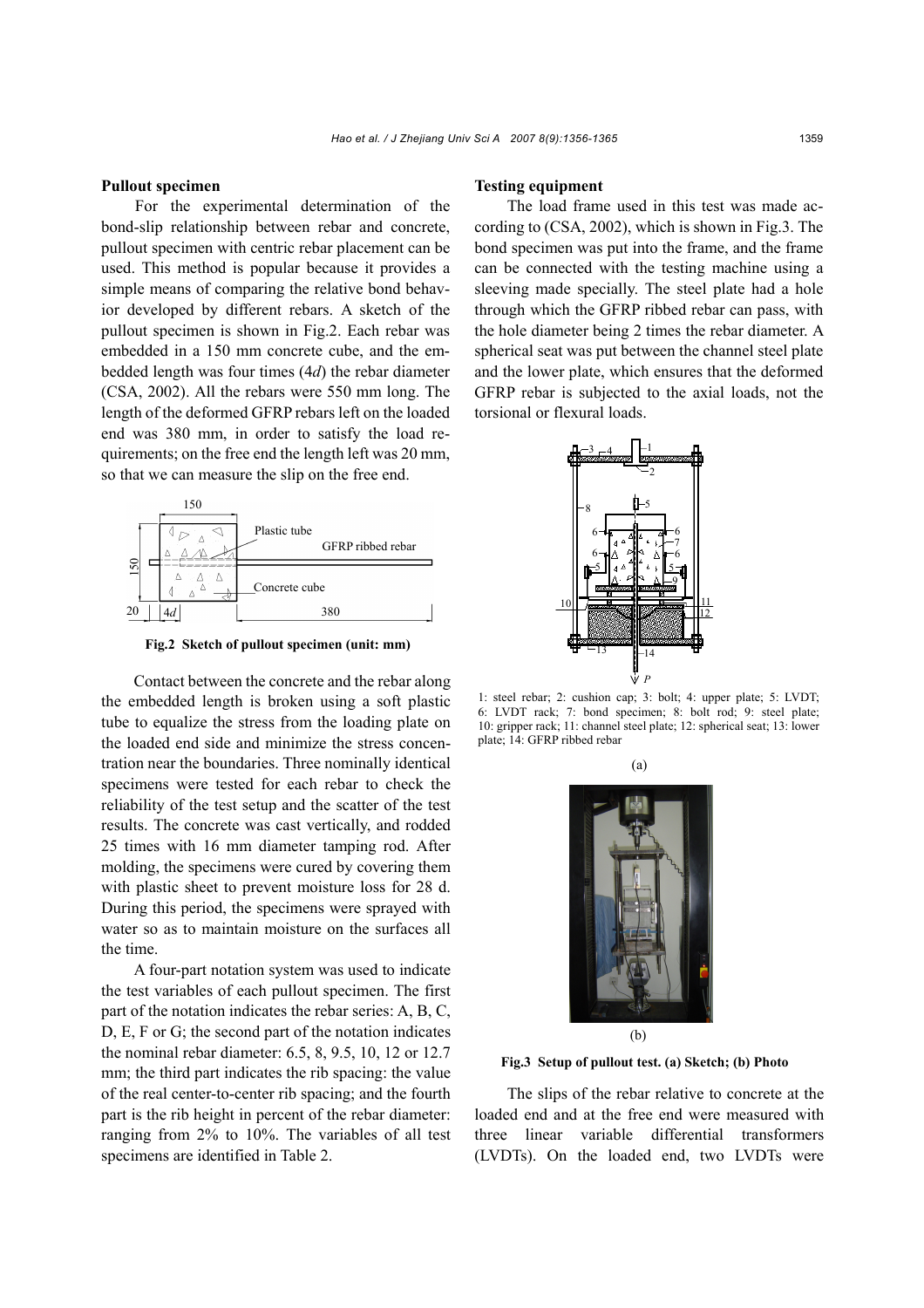### Pullout specimen

For the experimental determination of the bond-slip relationship between rebar and concrete, pullout specimen with centric rebar placement can be used. This method is popular because it provides a simple means of comparing the relative bond behavior developed by different rebars. A sketch of the pullout specimen is shown in Fig.2. Each rebar was embedded in a 150 mm concrete cube, and the embedded length was four times (4*d*) the rebar diameter (CSA, 2002). All the rebars were 550 mm long. The length of the deformed GFRP rebars left on the loaded end was 380 mm, in order to satisfy the load requirements; on the free end the length left was 20 mm, so that we can measure the slip on the free end.

**Fig.2 Sketch of pullout specimen (unit: mm)**

Contact between the concrete and the rebar along the embedded length is broken using a soft plastic tube to equalize the stress from the loading plate on the loaded end side and minimize the stress concentration near the boundaries. Three nominally identical specimens were tested for each rebar to check the reliability of the test setup and the scatter of the test results. The concrete was cast vertically, and rodded 25 times with 16 mm diameter tamping rod. After molding, the specimens were cured by covering them with plastic sheet to prevent moisture loss for 28 d. During this period, the specimens were sprayed with water so as to maintain moisture on the surfaces all the time.

A four-part notation system was used to indicate the test variables of each pullout specimen. The first part of the notation indicates the rebar series: A, B, C, D, E, F or G; the second part of the notation indicates the nominal rebar diameter: 6.5, 8, 9.5, 10, 12 or 12.7 mm; the third part indicates the rib spacing: the value of the real center-to-center rib spacing; and the fourth part is the rib height in percent of the rebar diameter: ranging from 2% to 10%. The variables of all test specimens are identified in Table 2.

### Testing equipment

The load frame used in this test was made according to (CSA, 2002), which is shown in Fig.3. The bond specimen was put into the frame, and the frame can be connected with the testing machine using a sleeving made specially. The steel plate had a hole through which the GFRP ribbed rebar can pass, with the hole diameter being 2 times the rebar diameter. A spherical seat was put between the channel steel plate and the lower plate, which ensures that the deformed GFRP rebar is subjected to the axial loads, not the torsional or flexural loads.

1: steel rebar; 2: cushion cap; 3: bolt; 4: upper plate; 5: LVDT; 6: LVDT rack; 7: bond specimen; 8: bolt rod; 9: steel plate; 10: gripper rack; 11: channel steel plate; 12: spherical seat; 13: lower plate; 14: GFRP ribbed rebar

(a)

(b)

**Fig.3 Setup of pullout test. (a) Sketch; (b) Photo**

The slips of the rebar relative to concrete at the loaded end and at the free end were measured with three linear variable differential transformers (LVDTs). On the loaded end, two LVDTs were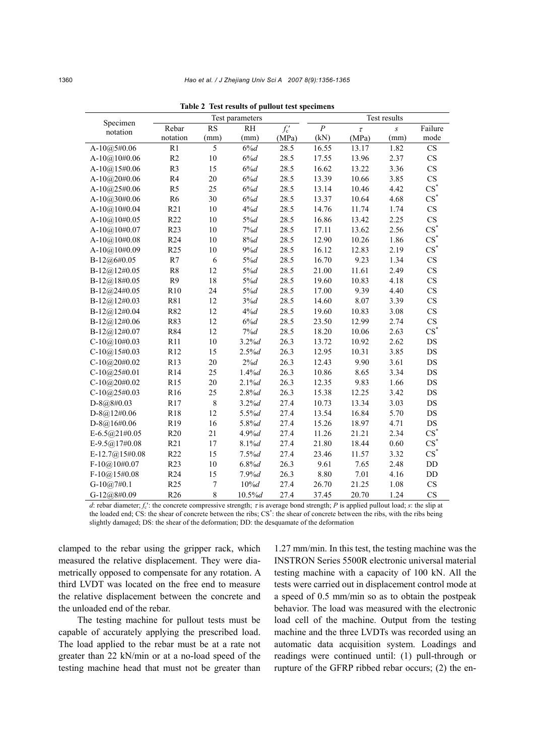**Table 2 Test results of pullout test specimens**

| Specimen notation | Test parameters | | | | Test results | | | |
|---|---|---|---|---|---|---|---|---|
| | Rebar notation | RS (mm) | RH (mm) | $f_c'$ (MPa) | $P$ (kN) | $\tau$ (MPa) | $s$ (mm) | Failure mode |
| A-10@5#0.06 | R1 | 5 | 6%$d$ | 28.5 | 16.55 | 13.17 | 1.82 | CS |
| A-10@10#0.06 | R2 | 10 | 6%$d$ | 28.5 | 17.55 | 13.96 | 2.37 | CS |
| A-10@15#0.06 | R3 | 15 | 6%$d$ | 28.5 | 16.62 | 13.22 | 3.36 | CS |
| A-10@20#0.06 | R4 | 20 | 6%$d$ | 28.5 | 13.39 | 10.66 | 3.85 | CS |
| A-10@25#0.06 | R5 | 25 | 6%$d$ | 28.5 | 13.14 | 10.46 | 4.42 | CS* |
| A-10@30#0.06 | R6 | 30 | 6%$d$ | 28.5 | 13.37 | 10.64 | 4.68 | CS* |
| A-10@10#0.04 | R21 | 10 | 4%$d$ | 28.5 | 14.76 | 11.74 | 1.74 | CS |
| A-10@10#0.05 | R22 | 10 | 5%$d$ | 28.5 | 16.86 | 13.42 | 2.25 | CS |
| A-10@10#0.07 | R23 | 10 | 7%$d$ | 28.5 | 17.11 | 13.62 | 2.56 | CS* |
| A-10@10#0.08 | R24 | 10 | 8%$d$ | 28.5 | 12.90 | 10.26 | 1.86 | CS* |
| A-10@10#0.09 | R25 | 10 | 9%$d$ | 28.5 | 16.12 | 12.83 | 2.19 | CS* |
| B-12@6#0.05 | R7 | 6 | 5%$d$ | 28.5 | 16.70 | 9.23 | 1.34 | CS |
| B-12@12#0.05 | R8 | 12 | 5%$d$ | 28.5 | 21.00 | 11.61 | 2.49 | CS |
| B-12@18#0.05 | R9 | 18 | 5%$d$ | 28.5 | 19.60 | 10.83 | 4.18 | CS |
| B-12@24#0.05 | R10 | 24 | 5%$d$ | 28.5 | 17.00 | 9.39 | 4.40 | CS |
| B-12@12#0.03 | R81 | 12 | 3%$d$ | 28.5 | 14.60 | 8.07 | 3.39 | CS |
| B-12@12#0.04 | R82 | 12 | 4%$d$ | 28.5 | 19.60 | 10.83 | 3.08 | CS |
| B-12@12#0.06 | R83 | 12 | 6%$d$ | 28.5 | 23.50 | 12.99 | 2.74 | CS |
| B-12@12#0.07 | R84 | 12 | 7%$d$ | 28.5 | 18.20 | 10.06 | 2.63 | CS* |
| C-10@10#0.03 | R11 | 10 | 3.2%$d$ | 26.3 | 13.72 | 10.92 | 2.62 | DS |
| C-10@15#0.03 | R12 | 15 | 2.5%$d$ | 26.3 | 12.95 | 10.31 | 3.85 | DS |
| C-10@20#0.02 | R13 | 20 | 2%$d$ | 26.3 | 12.43 | 9.90 | 3.61 | DS |
| C-10@25#0.01 | R14 | 25 | 1.4%$d$ | 26.3 | 10.86 | 8.65 | 3.34 | DS |
| C-10@20#0.02 | R15 | 20 | 2.1%$d$ | 26.3 | 12.35 | 9.83 | 1.66 | DS |
| C-10@25#0.03 | R16 | 25 | 2.8%$d$ | 26.3 | 15.38 | 12.25 | 3.42 | DS |
| D-8@8#0.03 | R17 | 8 | 3.2%$d$ | 27.4 | 10.73 | 13.34 | 3.03 | DS |
| D-8@12#0.06 | R18 | 12 | 5.5%$d$ | 27.4 | 13.54 | 16.84 | 5.70 | DS |
| D-8@16#0.06 | R19 | 16 | 5.8%$d$ | 27.4 | 15.26 | 18.97 | 4.71 | DS |
| E-6.5@21#0.05 | R20 | 21 | 4.9%$d$ | 27.4 | 11.26 | 21.21 | 2.34 | CS* |
| E-9.5@17#0.08 | R21 | 17 | 8.1%$d$ | 27.4 | 21.80 | 18.44 | 0.60 | CS* |
| E-12.7@15#0.08 | R22 | 15 | 7.5%$d$ | 27.4 | 23.46 | 11.57 | 3.32 | CS* |
| F-10@10#0.07 | R23 | 10 | 6.8%$d$ | 26.3 | 9.61 | 7.65 | 2.48 | DD |
| F-10@15#0.08 | R24 | 15 | 7.9%$d$ | 26.3 | 8.80 | 7.01 | 4.16 | DD |
| G-10@7#0.1 | R25 | 7 | 10%$d$ | 27.4 | 26.70 | 21.25 | 1.08 | CS |
| G-12@8#0.09 | R26 | 8 | 10.5%$d$ | 27.4 | 37.45 | 20.70 | 1.24 | CS |

$d$: rebar diameter; $f_c'$: the concrete compressive strength; $\tau$ is average bond strength; $P$ is applied pullout load; $s$: the slip at the loaded end; CS: the shear of concrete between the ribs; CS*: the shear of concrete between the ribs, with the ribs being slightly damaged; DS: the shear of the deformation; DD: the desquamate of the deformation

clamped to the rebar using the gripper rack, which measured the relative displacement. They were diametrically opposed to compensate for any rotation. A third LVDT was located on the free end to measure the relative displacement between the concrete and the unloaded end of the rebar.

The testing machine for pullout tests must be capable of accurately applying the prescribed load. The load applied to the rebar must be at a rate not greater than 22 kN/min or at a no-load speed of the testing machine head that must not be greater than 1.27 mm/min. In this test, the testing machine was the INSTRON Series 5500R electronic universal material testing machine with a capacity of 100 kN. All the tests were carried out in displacement control mode at a speed of 0.5 mm/min so as to obtain the postpeak behavior. The load was measured with the electronic load cell of the machine. Output from the testing machine and the three LVDTs was recorded using an automatic data acquisition system. Loadings and readings were continued until: (1) pull-through or rupture of the GFRP ribbed rebar occurs; (2) the en-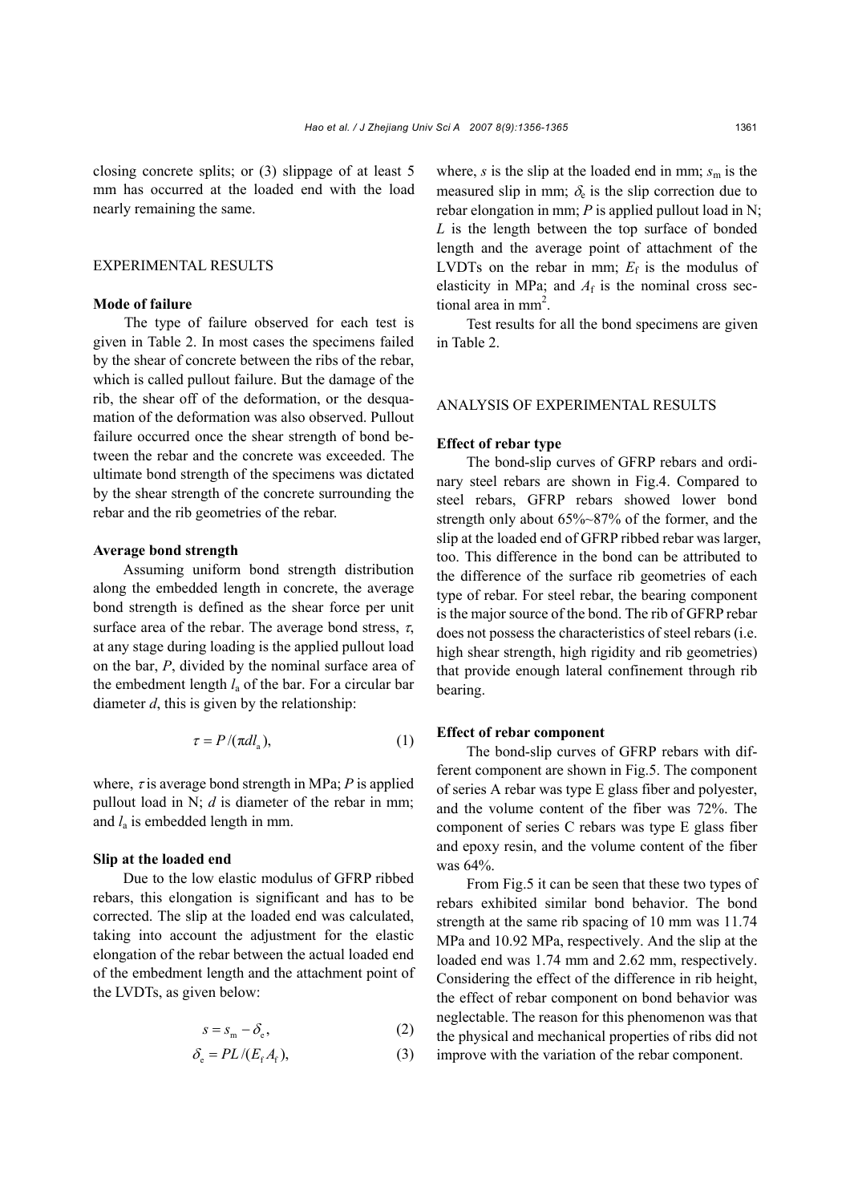closing concrete splits; or (3) slippage of at least 5 mm has occurred at the loaded end with the load nearly remaining the same.

## EXPERIMENTAL RESULTS

### Mode of failure

The type of failure observed for each test is given in Table 2. In most cases the specimens failed by the shear of concrete between the ribs of the rebar, which is called pullout failure. But the damage of the rib, the shear off of the deformation, or the desquamation of the deformation was also observed. Pullout failure occurred once the shear strength of bond between the rebar and the concrete was exceeded. The ultimate bond strength of the specimens was dictated by the shear strength of the concrete surrounding the rebar and the rib geometries of the rebar.

### Average bond strength

Assuming uniform bond strength distribution along the embedded length in concrete, the average bond strength is defined as the shear force per unit surface area of the rebar. The average bond stress, $\tau$, at any stage during loading is the applied pullout load on the bar, $P$, divided by the nominal surface area of the embedment length $l_a$ of the bar. For a circular bar diameter $d$, this is given by the relationship:

$$\tau = P/(\pi d l_a), \tag{1}$$

where, $\tau$ is average bond strength in MPa; $P$ is applied pullout load in N; $d$ is diameter of the rebar in mm; and $l_a$ is embedded length in mm.

### Slip at the loaded end

Due to the low elastic modulus of GFRP ribbed rebars, this elongation is significant and has to be corrected. The slip at the loaded end was calculated, taking into account the adjustment for the elastic elongation of the rebar between the actual loaded end of the embedment length and the attachment point of the LVDTs, as given below:

$$s = s_m - \delta_e, \tag{2}$$

$$\delta_e = PL/(E_f A_f), \tag{3}$$

where, $s$ is the slip at the loaded end in mm; $s_m$ is the measured slip in mm; $\delta_e$ is the slip correction due to rebar elongation in mm; $P$ is applied pullout load in N; $L$ is the length between the top surface of bonded length and the average point of attachment of the LVDTs on the rebar in mm; $E_f$ is the modulus of elasticity in MPa; and $A_f$ is the nominal cross sectional area in mm$^2$.

Test results for all the bond specimens are given in Table 2.

## ANALYSIS OF EXPERIMENTAL RESULTS

### Effect of rebar type

The bond-slip curves of GFRP rebars and ordinary steel rebars are shown in Fig.4. Compared to steel rebars, GFRP rebars showed lower bond strength only about 65%~87% of the former, and the slip at the loaded end of GFRP ribbed rebar was larger, too. This difference in the bond can be attributed to the difference of the surface rib geometries of each type of rebar. For steel rebar, the bearing component is the major source of the bond. The rib of GFRP rebar does not possess the characteristics of steel rebars (i.e. high shear strength, high rigidity and rib geometries) that provide enough lateral confinement through rib bearing.

### Effect of rebar component

The bond-slip curves of GFRP rebars with different component are shown in Fig.5. The component of series A rebar was type E glass fiber and polyester, and the volume content of the fiber was 72%. The component of series C rebars was type E glass fiber and epoxy resin, and the volume content of the fiber was 64%.

From Fig.5 it can be seen that these two types of rebars exhibited similar bond behavior. The bond strength at the same rib spacing of 10 mm was 11.74 MPa and 10.92 MPa, respectively. And the slip at the loaded end was 1.74 mm and 2.62 mm, respectively. Considering the effect of the difference in rib height, the effect of rebar component on bond behavior was neglectable. The reason for this phenomenon was that the physical and mechanical properties of ribs did not improve with the variation of the rebar component.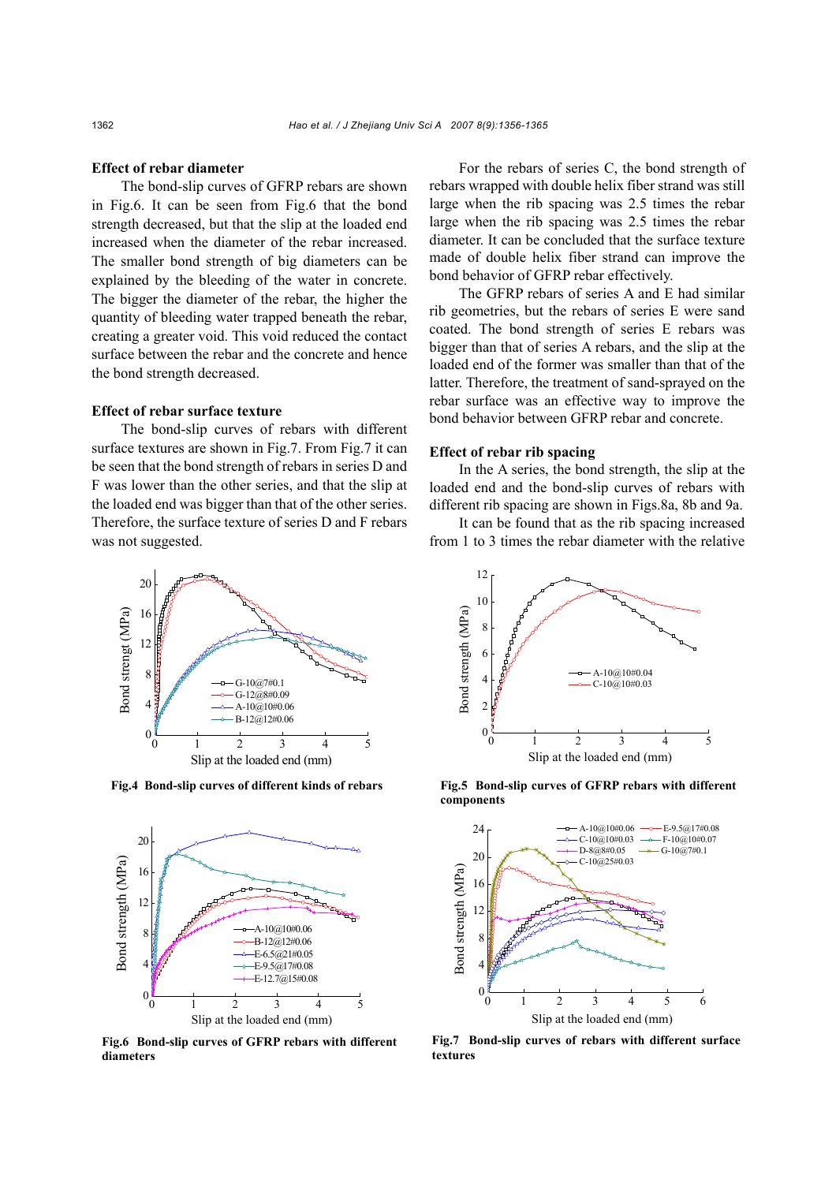### Effect of rebar diameter

The bond-slip curves of GFRP rebars are shown in Fig.6. It can be seen from Fig.6 that the bond strength decreased, but that the slip at the loaded end increased when the diameter of the rebar increased. The smaller bond strength of big diameters can be explained by the bleeding of the water in concrete. The bigger the diameter of the rebar, the higher the quantity of bleeding water trapped beneath the rebar, creating a greater void. This void reduced the contact surface between the rebar and the concrete and hence the bond strength decreased.

### Effect of rebar surface texture

The bond-slip curves of rebars with different surface textures are shown in Fig.7. From Fig.7 it can be seen that the bond strength of rebars in series D and F was lower than the other series, and that the slip at the loaded end was bigger than that of the other series. Therefore, the surface texture of series D and F rebars was not suggested.

For the rebars of series C, the bond strength of rebars wrapped with double helix fiber strand was still large when the rib spacing was 2.5 times the rebar diameter. It can be concluded that the surface texture made of double helix fiber strand can improve the bond behavior of GFRP rebar effectively.

The GFRP rebars of series A and E had similar rib geometries, but the rebars of series E were sand coated. The bond strength of series E rebars was bigger than that of series A rebars, and the slip at the loaded end of the former was smaller than that of the latter. Therefore, the treatment of sand-sprayed on the rebar surface was an effective way to improve the bond behavior between GFRP rebar and concrete.

### Effect of rebar rib spacing

In the A series, the bond strength, the slip at the loaded end and the bond-slip curves of rebars with different rib spacing are shown in Figs.8a, 8b and 9a.

It can be found that as the rib spacing increased from 1 to 3 times the rebar diameter with the relative

**Fig.4 Bond-slip curves of different kinds of rebars**

**Fig.5 Bond-slip curves of GFRP rebars with different components**

**Fig.6 Bond-slip curves of GFRP rebars with different diameters**

**Fig.7 Bond-slip curves of rebars with different surface textures**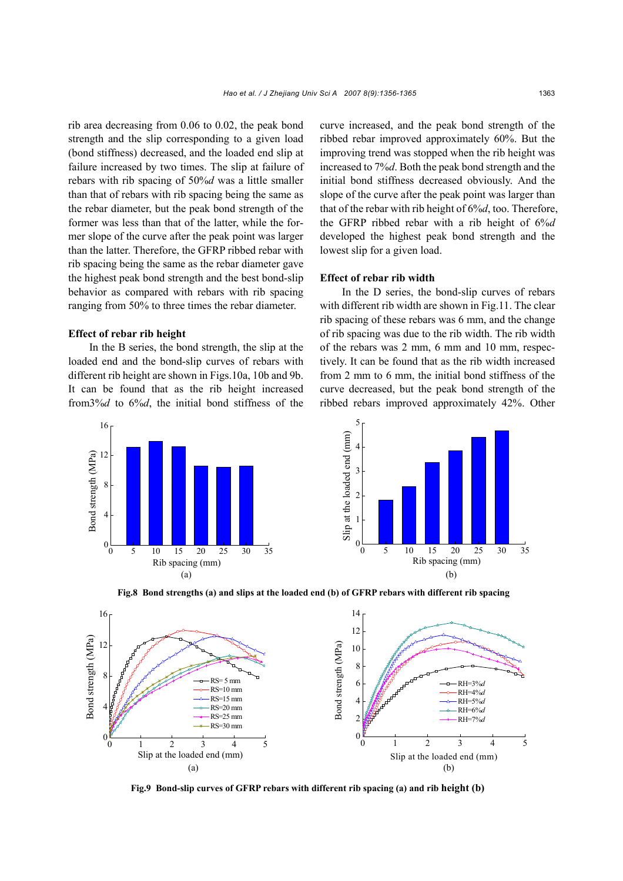rib area decreasing from 0.06 to 0.02, the peak bond strength and the slip corresponding to a given load (bond stiffness) decreased, and the loaded end slip at failure increased by two times. The slip at failure of rebars with rib spacing of 50%*d* was a little smaller than that of rebars with rib spacing being the same as the rebar diameter, but the peak bond strength of the former was less than that of the latter, while the former slope of the curve after the peak point was larger than the latter. Therefore, the GFRP ribbed rebar with rib spacing being the same as the rebar diameter gave the highest peak bond strength and the best bond-slip behavior as compared with rebars with rib spacing ranging from 50% to three times the rebar diameter.

**Effect of rebar rib height**

In the B series, the bond strength, the slip at the loaded end and the bond-slip curves of rebars with different rib height are shown in Figs.10a, 10b and 9b. It can be found that as the rib height increased from3%*d* to 6%*d*, the initial bond stiffness of the curve increased, and the peak bond strength of the ribbed rebar improved approximately 60%. But the improving trend was stopped when the rib height was increased to 7%*d*. Both the peak bond strength and the initial bond stiffness decreased obviously. And the slope of the curve after the peak point was larger than that of the rebar with rib height of 6%*d*, too. Therefore, the GFRP ribbed rebar with a rib height of 6%*d* developed the highest peak bond strength and the lowest slip for a given load.

**Effect of rebar rib width**

In the D series, the bond-slip curves of rebars with different rib width are shown in Fig.11. The clear rib spacing of these rebars was 6 mm, and the change of rib spacing was due to the rib width. The rib width of the rebars was 2 mm, 6 mm and 10 mm, respectively. It can be found that as the rib width increased from 2 mm to 6 mm, the initial bond stiffness of the curve decreased, but the peak bond strength of the ribbed rebars improved approximately 42%. Other

**Fig.8 Bond strengths (a) and slips at the loaded end (b) of GFRP rebars with different rib spacing**

**Fig.9 Bond-slip curves of GFRP rebars with different rib spacing (a) and rib height (b)**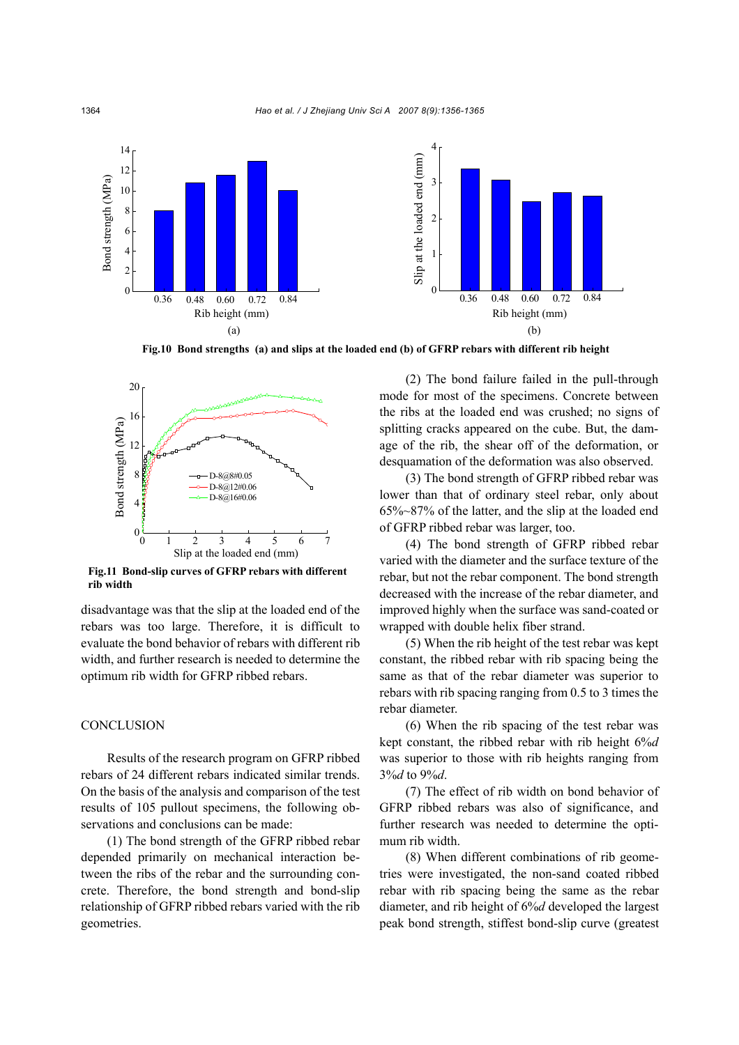Fig.10 Bond strengths (a) and slips at the loaded end (b) of GFRP rebars with different rib height

Fig.11 Bond-slip curves of GFRP rebars with different rib width

disadvantage was that the slip at the loaded end of the rebars was too large. Therefore, it is difficult to evaluate the bond behavior of rebars with different rib width, and further research is needed to determine the optimum rib width for GFRP ribbed rebars.

## CONCLUSION

Results of the research program on GFRP ribbed rebars of 24 different rebars indicated similar trends. On the basis of the analysis and comparison of the test results of 105 pullout specimens, the following observations and conclusions can be made:

(1) The bond strength of the GFRP ribbed rebar depended primarily on mechanical interaction between the ribs of the rebar and the surrounding concrete. Therefore, the bond strength and bond-slip relationship of GFRP ribbed rebars varied with the rib geometries.

(2) The bond failure failed in the pull-through mode for most of the specimens. Concrete between the ribs at the loaded end was crushed; no signs of splitting cracks appeared on the cube. But, the damage of the rib, the shear off of the deformation, or desquamation of the deformation was also observed.

(3) The bond strength of GFRP ribbed rebar was lower than that of ordinary steel rebar, only about 65%~87% of the latter, and the slip at the loaded end of GFRP ribbed rebar was larger, too.

(4) The bond strength of GFRP ribbed rebar varied with the diameter and the surface texture of the rebar, but not the rebar component. The bond strength decreased with the increase of the rebar diameter, and improved highly when the surface was sand-coated or wrapped with double helix fiber strand.

(5) When the rib height of the test rebar was kept constant, the ribbed rebar with rib spacing being the same as that of the rebar diameter was superior to rebars with rib spacing ranging from 0.5 to 3 times the rebar diameter.

(6) When the rib spacing of the test rebar was kept constant, the ribbed rebar with rib height 6%$d$ was superior to those with rib heights ranging from 3%$d$ to 9%$d$.

(7) The effect of rib width on bond behavior of GFRP ribbed rebars was also of significance, and further research was needed to determine the optimum rib width.

(8) When different combinations of rib geometries were investigated, the non-sand coated ribbed rebar with rib spacing being the same as the rebar diameter, and rib height of 6%$d$ developed the largest peak bond strength, stiffest bond-slip curve (greatest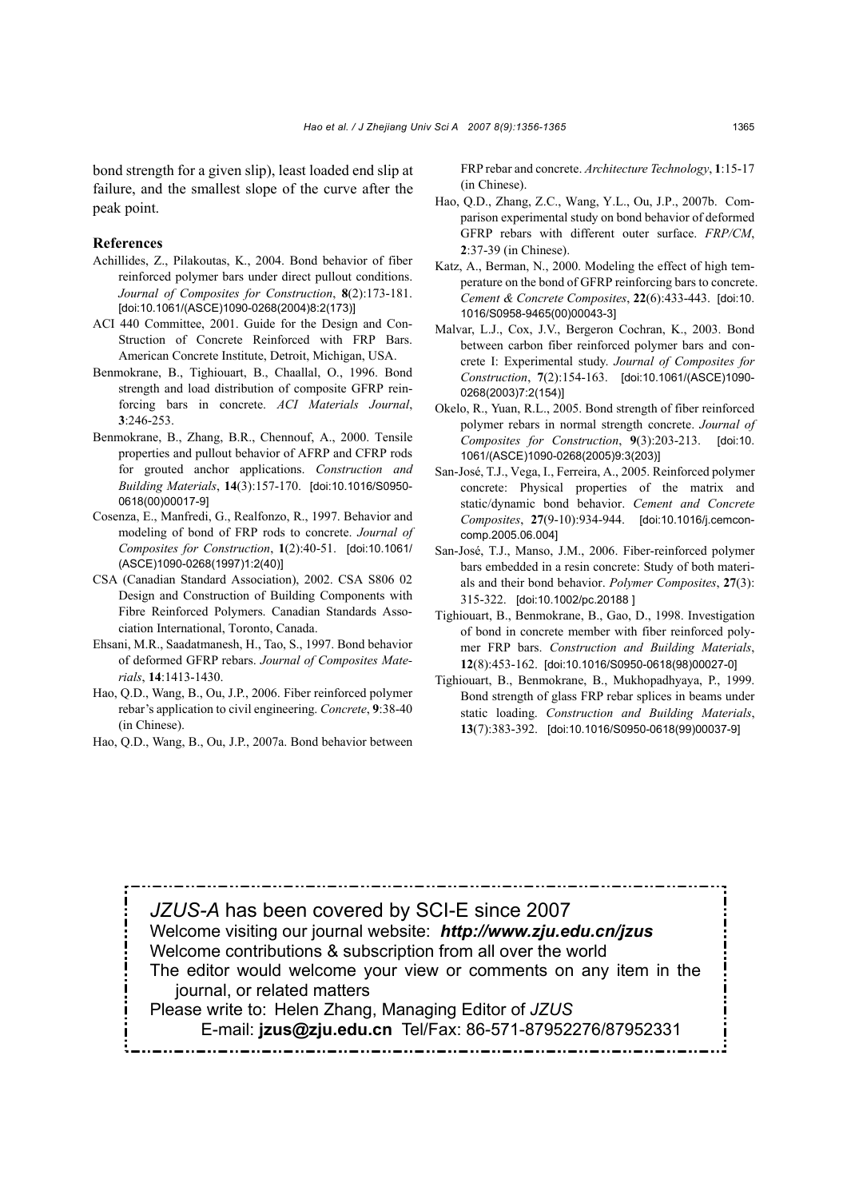bond strength for a given slip), least loaded end slip at failure, and the smallest slope of the curve after the peak point.

## References

Achillides, Z., Pilakoutas, K., 2004. Bond behavior of fiber reinforced polymer bars under direct pullout conditions. *Journal of Composites for Construction*, **8**(2):173-181. [doi:10.1061/(ASCE)1090-0268(2004)8:2(173)]

ACI 440 Committee, 2001. Guide for the Design and Con-Struction of Concrete Reinforced with FRP Bars. American Concrete Institute, Detroit, Michigan, USA.

Benmokrane, B., Tighiouart, B., Chaallal, O., 1996. Bond strength and load distribution of composite GFRP reinforcing bars in concrete. *ACI Materials Journal*, **3**:246-253.

Benmokrane, B., Zhang, B.R., Chennouf, A., 2000. Tensile properties and pullout behavior of AFRP and CFRP rods for grouted anchor applications. *Construction and Building Materials*, **14**(3):157-170. [doi:10.1016/S0950-0618(00)00017-9]

Cosenza, E., Manfredi, G., Realfonzo, R., 1997. Behavior and modeling of bond of FRP rods to concrete. *Journal of Composites for Construction*, **1**(2):40-51. [doi:10.1061/(ASCE)1090-0268(1997)1:2(40)]

CSA (Canadian Standard Association), 2002. CSA S806 02 Design and Construction of Building Components with Fibre Reinforced Polymers. Canadian Standards Association International, Toronto, Canada.

Ehsani, M.R., Saadatmanesh, H., Tao, S., 1997. Bond behavior of deformed GFRP rebars. *Journal of Composites Materials*, **14**:1413-1430.

Hao, Q.D., Wang, B., Ou, J.P., 2006. Fiber reinforced polymer rebar's application to civil engineering. *Concrete*, **9**:38-40 (in Chinese).

Hao, Q.D., Wang, B., Ou, J.P., 2007a. Bond behavior between FRP rebar and concrete. *Architecture Technology*, **1**:15-17 (in Chinese).

Hao, Q.D., Zhang, Z.C., Wang, Y.L., Ou, J.P., 2007b. Comparison experimental study on bond behavior of deformed GFRP rebars with different outer surface. *FRP/CM*, **2**:37-39 (in Chinese).

Katz, A., Berman, N., 2000. Modeling the effect of high temperature on the bond of GFRP reinforcing bars to concrete. *Cement & Concrete Composites*, **22**(6):433-443. [doi:10.1016/S0958-9465(00)00043-3]

Malvar, L.J., Cox, J.V., Bergeron Cochran, K., 2003. Bond between carbon fiber reinforced polymer bars and concrete I: Experimental study. *Journal of Composites for Construction*, **7**(2):154-163. [doi:10.1061/(ASCE)1090-0268(2003)7:2(154)]

Okelo, R., Yuan, R.L., 2005. Bond strength of fiber reinforced polymer rebars in normal strength concrete. *Journal of Composites for Construction*, **9**(3):203-213. [doi:10.1061/(ASCE)1090-0268(2005)9:3(203)]

San-José, T.J., Vega, I., Ferreira, A., 2005. Reinforced polymer concrete: Physical properties of the matrix and static/dynamic bond behavior. *Cement and Concrete Composites*, **27**(9-10):934-944. [doi:10.1016/j.cemconcomp.2005.06.004]

San-José, T.J., Manso, J.M., 2006. Fiber-reinforced polymer bars embedded in a resin concrete: Study of both materials and their bond behavior. *Polymer Composites*, **27**(3):315-322. [doi:10.1002/pc.20188 ]

Tighiouart, B., Benmokrane, B., Gao, D., 1998. Investigation of bond in concrete member with fiber reinforced polymer FRP bars. *Construction and Building Materials*, **12**(8):453-162. [doi:10.1016/S0950-0618(98)00027-0]

Tighiouart, B., Benmokrane, B., Mukhopadhyaya, P., 1999. Bond strength of glass FRP rebar splices in beams under static loading. *Construction and Building Materials*, **13**(7):383-392. [doi:10.1016/S0950-0618(99)00037-9]

*JZUS-A* has been covered by SCI-E since 2007
Welcome visiting our journal website: ***http://www.zju.edu.cn/jzus***
Welcome contributions & subscription from all over the world
The editor would welcome your view or comments on any item in the journal, or related matters
Please write to: Helen Zhang, Managing Editor of *JZUS*
E-mail: **jzus@zju.edu.cn** Tel/Fax: 86-571-87952276/87952331